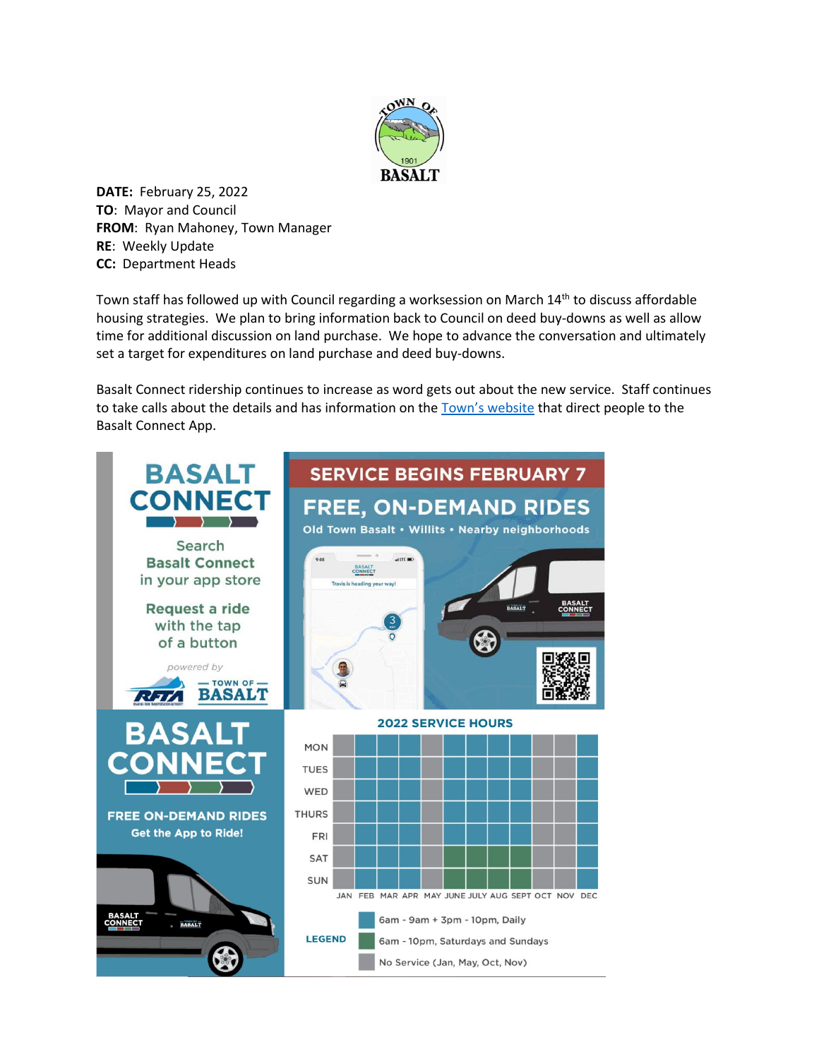TOWN OF 1901 BASALT

**DATE:** February 25, 2022
**TO**: Mayor and Council
**FROM**: Ryan Mahoney, Town Manager
**RE**: Weekly Update
**CC:** Department Heads

Town staff has followed up with Council regarding a worksession on March 14th to discuss affordable housing strategies. We plan to bring information back to Council on deed buy-downs as well as allow time for additional discussion on land purchase. We hope to advance the conversation and ultimately set a target for expenditures on land purchase and deed buy-downs.

Basalt Connect ridership continues to increase as word gets out about the new service. Staff continues to take calls about the details and has information on the Town's website that direct people to the Basalt Connect App.

**BASALT CONNECT**

Search **Basalt Connect** in your app store

**Request a ride** with the tap of a button

*powered by* RFTA — TOWN OF — BASALT

**SERVICE BEGINS FEBRUARY 7**

**FREE, ON-DEMAND RIDES**

Old Town Basalt • Willits • Nearby neighborhoods

**BASALT CONNECT**

**FREE ON-DEMAND RIDES**

**Get the App to Ride!**

**2022 SERVICE HOURS**

| | JAN | FEB | MAR | APR | MAY | JUNE | JULY | AUG | SEPT | OCT | NOV | DEC |
|---|---|---|---|---|---|---|---|---|---|---|---|---|
| MON | No Service | 6am - 9am + 3pm - 10pm | 6am - 9am + 3pm - 10pm | 6am - 9am + 3pm - 10pm | No Service | 6am - 9am + 3pm - 10pm | 6am - 9am + 3pm - 10pm | 6am - 9am + 3pm - 10pm | 6am - 9am + 3pm - 10pm | No Service | No Service | 6am - 9am + 3pm - 10pm |
| TUES | No Service | 6am - 9am + 3pm - 10pm | 6am - 9am + 3pm - 10pm | 6am - 9am + 3pm - 10pm | No Service | 6am - 9am + 3pm - 10pm | 6am - 9am + 3pm - 10pm | 6am - 9am + 3pm - 10pm | 6am - 9am + 3pm - 10pm | No Service | No Service | 6am - 9am + 3pm - 10pm |
| WED | No Service | 6am - 9am + 3pm - 10pm | 6am - 9am + 3pm - 10pm | 6am - 9am + 3pm - 10pm | No Service | 6am - 9am + 3pm - 10pm | 6am - 9am + 3pm - 10pm | 6am - 9am + 3pm - 10pm | 6am - 9am + 3pm - 10pm | No Service | No Service | 6am - 9am + 3pm - 10pm |
| THURS | No Service | 6am - 9am + 3pm - 10pm | 6am - 9am + 3pm - 10pm | 6am - 9am + 3pm - 10pm | No Service | 6am - 9am + 3pm - 10pm | 6am - 9am + 3pm - 10pm | 6am - 9am + 3pm - 10pm | 6am - 9am + 3pm - 10pm | No Service | No Service | 6am - 9am + 3pm - 10pm |
| FRI | No Service | 6am - 9am + 3pm - 10pm | 6am - 9am + 3pm - 10pm | 6am - 9am + 3pm - 10pm | No Service | 6am - 9am + 3pm - 10pm | 6am - 9am + 3pm - 10pm | 6am - 9am + 3pm - 10pm | 6am - 9am + 3pm - 10pm | No Service | No Service | 6am - 9am + 3pm - 10pm |
| SAT | No Service | 6am - 9am + 3pm - 10pm | 6am - 9am + 3pm - 10pm | 6am - 9am + 3pm - 10pm | No Service | 6am - 10pm | 6am - 10pm | 6am - 10pm | 6am - 10pm | No Service | No Service | 6am - 9am + 3pm - 10pm |
| SUN | No Service | 6am - 9am + 3pm - 10pm | 6am - 9am + 3pm - 10pm | 6am - 9am + 3pm - 10pm | No Service | 6am - 10pm | 6am - 10pm | 6am - 10pm | 6am - 10pm | No Service | No Service | 6am - 9am + 3pm - 10pm |

**LEGEND**

- 6am - 9am + 3pm - 10pm, Daily
- 6am - 10pm, Saturdays and Sundays
- No Service (Jan, May, Oct, Nov)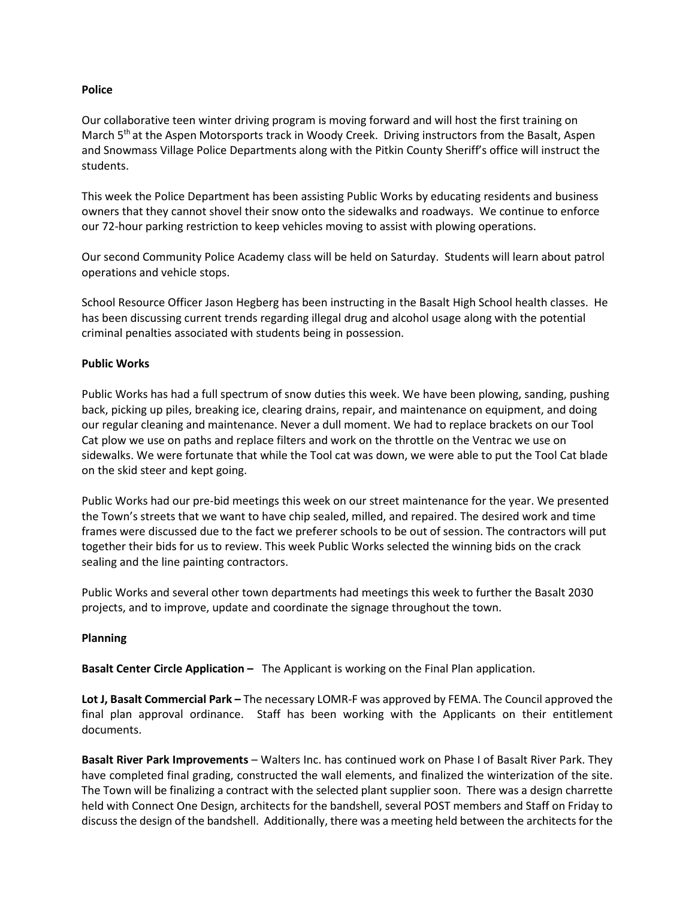**Police**

Our collaborative teen winter driving program is moving forward and will host the first training on March 5th at the Aspen Motorsports track in Woody Creek. Driving instructors from the Basalt, Aspen and Snowmass Village Police Departments along with the Pitkin County Sheriff's office will instruct the students.

This week the Police Department has been assisting Public Works by educating residents and business owners that they cannot shovel their snow onto the sidewalks and roadways. We continue to enforce our 72-hour parking restriction to keep vehicles moving to assist with plowing operations.

Our second Community Police Academy class will be held on Saturday. Students will learn about patrol operations and vehicle stops.

School Resource Officer Jason Hegberg has been instructing in the Basalt High School health classes. He has been discussing current trends regarding illegal drug and alcohol usage along with the potential criminal penalties associated with students being in possession.

**Public Works**

Public Works has had a full spectrum of snow duties this week. We have been plowing, sanding, pushing back, picking up piles, breaking ice, clearing drains, repair, and maintenance on equipment, and doing our regular cleaning and maintenance. Never a dull moment. We had to replace brackets on our Tool Cat plow we use on paths and replace filters and work on the throttle on the Ventrac we use on sidewalks. We were fortunate that while the Tool cat was down, we were able to put the Tool Cat blade on the skid steer and kept going.

Public Works had our pre-bid meetings this week on our street maintenance for the year. We presented the Town's streets that we want to have chip sealed, milled, and repaired. The desired work and time frames were discussed due to the fact we preferer schools to be out of session. The contractors will put together their bids for us to review. This week Public Works selected the winning bids on the crack sealing and the line painting contractors.

Public Works and several other town departments had meetings this week to further the Basalt 2030 projects, and to improve, update and coordinate the signage throughout the town.

**Planning**

**Basalt Center Circle Application –** The Applicant is working on the Final Plan application.

**Lot J, Basalt Commercial Park –** The necessary LOMR-F was approved by FEMA. The Council approved the final plan approval ordinance. Staff has been working with the Applicants on their entitlement documents.

**Basalt River Park Improvements** – Walters Inc. has continued work on Phase I of Basalt River Park. They have completed final grading, constructed the wall elements, and finalized the winterization of the site. The Town will be finalizing a contract with the selected plant supplier soon. There was a design charrette held with Connect One Design, architects for the bandshell, several POST members and Staff on Friday to discuss the design of the bandshell. Additionally, there was a meeting held between the architects for the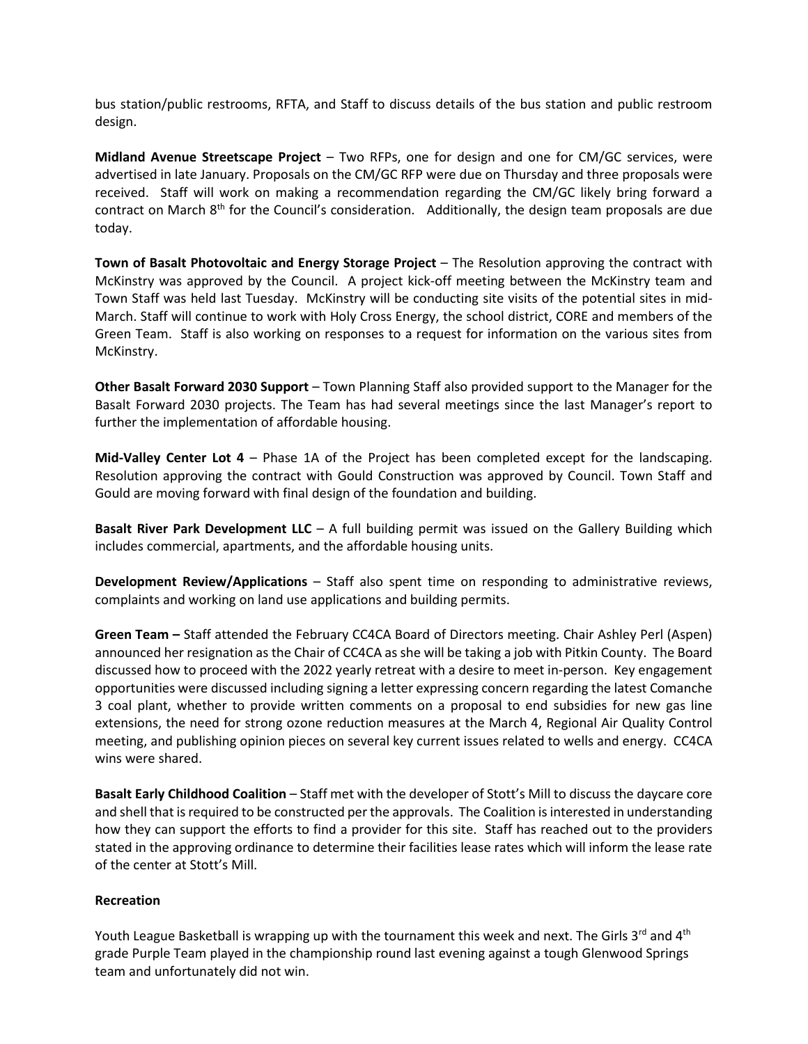bus station/public restrooms, RFTA, and Staff to discuss details of the bus station and public restroom design.

**Midland Avenue Streetscape Project** – Two RFPs, one for design and one for CM/GC services, were advertised in late January. Proposals on the CM/GC RFP were due on Thursday and three proposals were received. Staff will work on making a recommendation regarding the CM/GC likely bring forward a contract on March 8th for the Council's consideration. Additionally, the design team proposals are due today.

**Town of Basalt Photovoltaic and Energy Storage Project** – The Resolution approving the contract with McKinstry was approved by the Council. A project kick-off meeting between the McKinstry team and Town Staff was held last Tuesday. McKinstry will be conducting site visits of the potential sites in mid-March. Staff will continue to work with Holy Cross Energy, the school district, CORE and members of the Green Team. Staff is also working on responses to a request for information on the various sites from McKinstry.

**Other Basalt Forward 2030 Support** – Town Planning Staff also provided support to the Manager for the Basalt Forward 2030 projects. The Team has had several meetings since the last Manager's report to further the implementation of affordable housing.

**Mid-Valley Center Lot 4** – Phase 1A of the Project has been completed except for the landscaping. Resolution approving the contract with Gould Construction was approved by Council. Town Staff and Gould are moving forward with final design of the foundation and building.

**Basalt River Park Development LLC** – A full building permit was issued on the Gallery Building which includes commercial, apartments, and the affordable housing units.

**Development Review/Applications** – Staff also spent time on responding to administrative reviews, complaints and working on land use applications and building permits.

**Green Team –** Staff attended the February CC4CA Board of Directors meeting. Chair Ashley Perl (Aspen) announced her resignation as the Chair of CC4CA as she will be taking a job with Pitkin County. The Board discussed how to proceed with the 2022 yearly retreat with a desire to meet in-person. Key engagement opportunities were discussed including signing a letter expressing concern regarding the latest Comanche 3 coal plant, whether to provide written comments on a proposal to end subsidies for new gas line extensions, the need for strong ozone reduction measures at the March 4, Regional Air Quality Control meeting, and publishing opinion pieces on several key current issues related to wells and energy. CC4CA wins were shared.

**Basalt Early Childhood Coalition** – Staff met with the developer of Stott's Mill to discuss the daycare core and shell that is required to be constructed per the approvals. The Coalition is interested in understanding how they can support the efforts to find a provider for this site. Staff has reached out to the providers stated in the approving ordinance to determine their facilities lease rates which will inform the lease rate of the center at Stott's Mill.

**Recreation**

Youth League Basketball is wrapping up with the tournament this week and next. The Girls 3rd and 4th grade Purple Team played in the championship round last evening against a tough Glenwood Springs team and unfortunately did not win.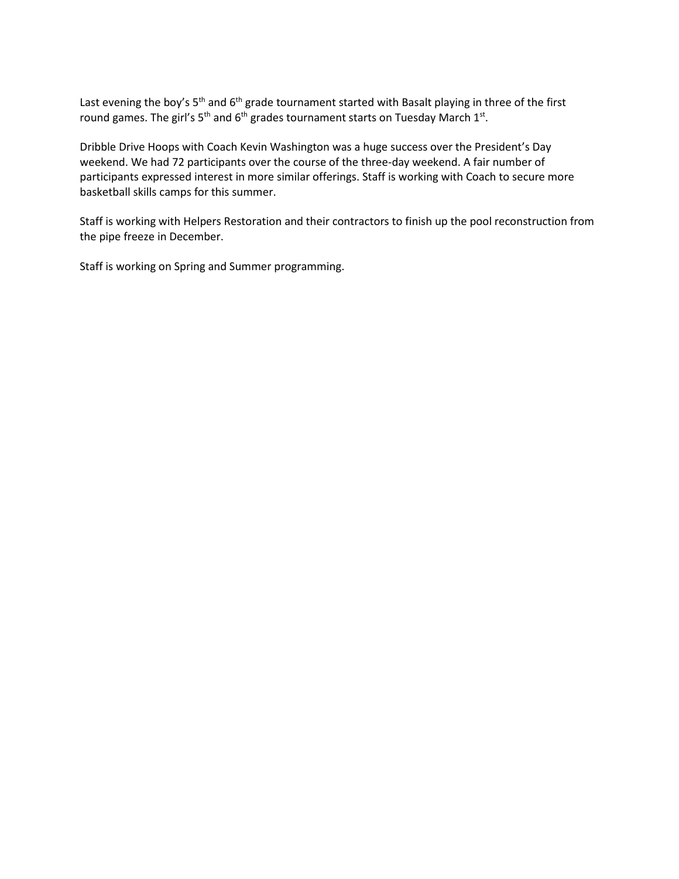Last evening the boy's 5th and 6th grade tournament started with Basalt playing in three of the first round games. The girl's 5th and 6th grades tournament starts on Tuesday March 1st.

Dribble Drive Hoops with Coach Kevin Washington was a huge success over the President's Day weekend. We had 72 participants over the course of the three-day weekend. A fair number of participants expressed interest in more similar offerings. Staff is working with Coach to secure more basketball skills camps for this summer.

Staff is working with Helpers Restoration and their contractors to finish up the pool reconstruction from the pipe freeze in December.

Staff is working on Spring and Summer programming.